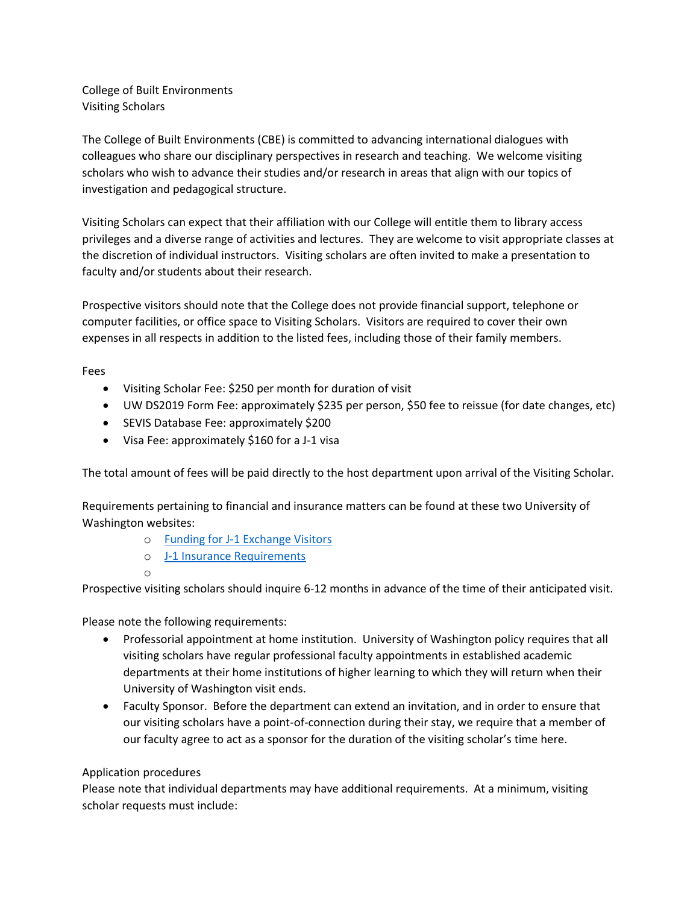College of Built Environments
Visiting Scholars

The College of Built Environments (CBE) is committed to advancing international dialogues with colleagues who share our disciplinary perspectives in research and teaching. We welcome visiting scholars who wish to advance their studies and/or research in areas that align with our topics of investigation and pedagogical structure.

Visiting Scholars can expect that their affiliation with our College will entitle them to library access privileges and a diverse range of activities and lectures. They are welcome to visit appropriate classes at the discretion of individual instructors. Visiting scholars are often invited to make a presentation to faculty and/or students about their research.

Prospective visitors should note that the College does not provide financial support, telephone or computer facilities, or office space to Visiting Scholars. Visitors are required to cover their own expenses in all respects in addition to the listed fees, including those of their family members.

Fees

- Visiting Scholar Fee: $250 per month for duration of visit
- UW DS2019 Form Fee: approximately $235 per person, $50 fee to reissue (for date changes, etc)
- SEVIS Database Fee: approximately $200
- Visa Fee: approximately $160 for a J-1 visa

The total amount of fees will be paid directly to the host department upon arrival of the Visiting Scholar.

Requirements pertaining to financial and insurance matters can be found at these two University of Washington websites:

- Funding for J-1 Exchange Visitors
- J-1 Insurance Requirements

Prospective visiting scholars should inquire 6-12 months in advance of the time of their anticipated visit.

Please note the following requirements:

- Professorial appointment at home institution. University of Washington policy requires that all visiting scholars have regular professional faculty appointments in established academic departments at their home institutions of higher learning to which they will return when their University of Washington visit ends.
- Faculty Sponsor. Before the department can extend an invitation, and in order to ensure that our visiting scholars have a point-of-connection during their stay, we require that a member of our faculty agree to act as a sponsor for the duration of the visiting scholar's time here.

Application procedures
Please note that individual departments may have additional requirements. At a minimum, visiting scholar requests must include: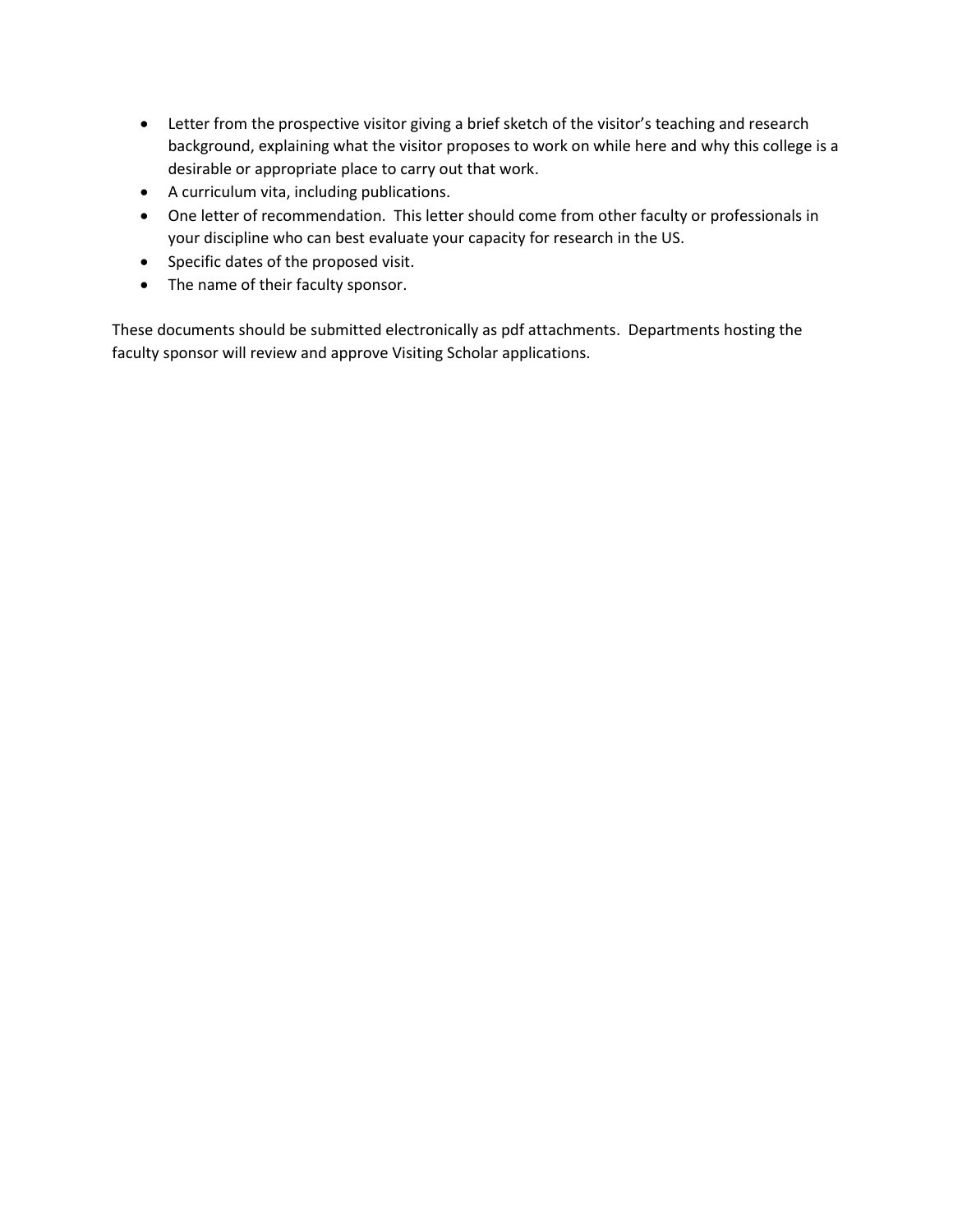- Letter from the prospective visitor giving a brief sketch of the visitor's teaching and research background, explaining what the visitor proposes to work on while here and why this college is a desirable or appropriate place to carry out that work.
- A curriculum vita, including publications.
- One letter of recommendation. This letter should come from other faculty or professionals in your discipline who can best evaluate your capacity for research in the US.
- Specific dates of the proposed visit.
- The name of their faculty sponsor.

These documents should be submitted electronically as pdf attachments. Departments hosting the faculty sponsor will review and approve Visiting Scholar applications.